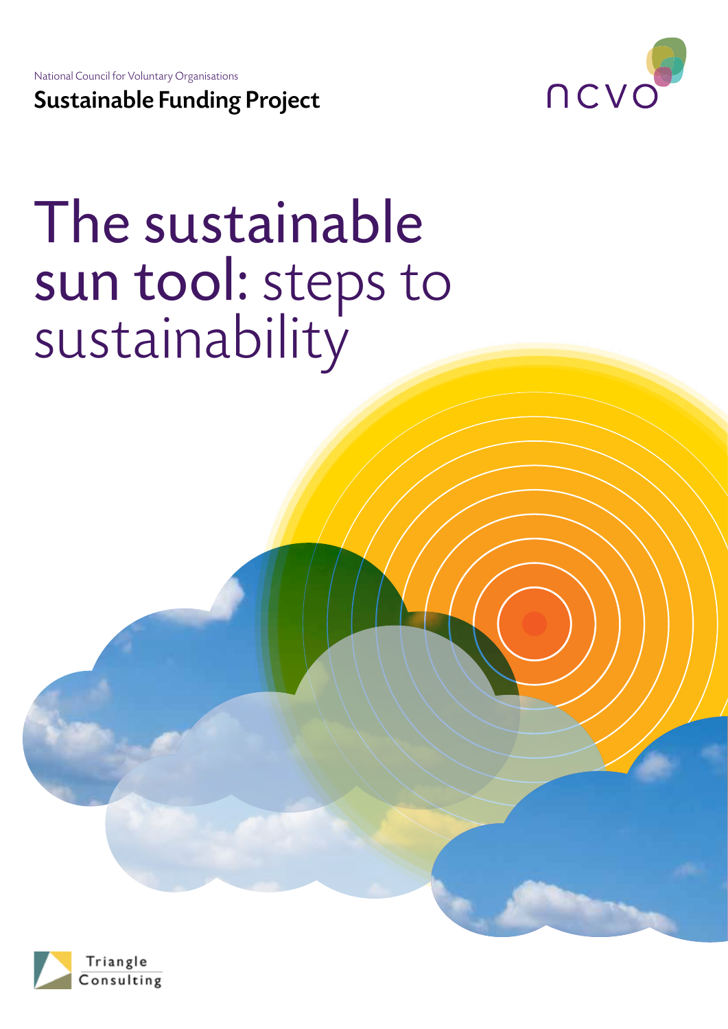National Council for Voluntary Organisations

**Sustainable Funding Project**

ncvo

# The sustainable sun tool: steps to sustainability

Triangle Consulting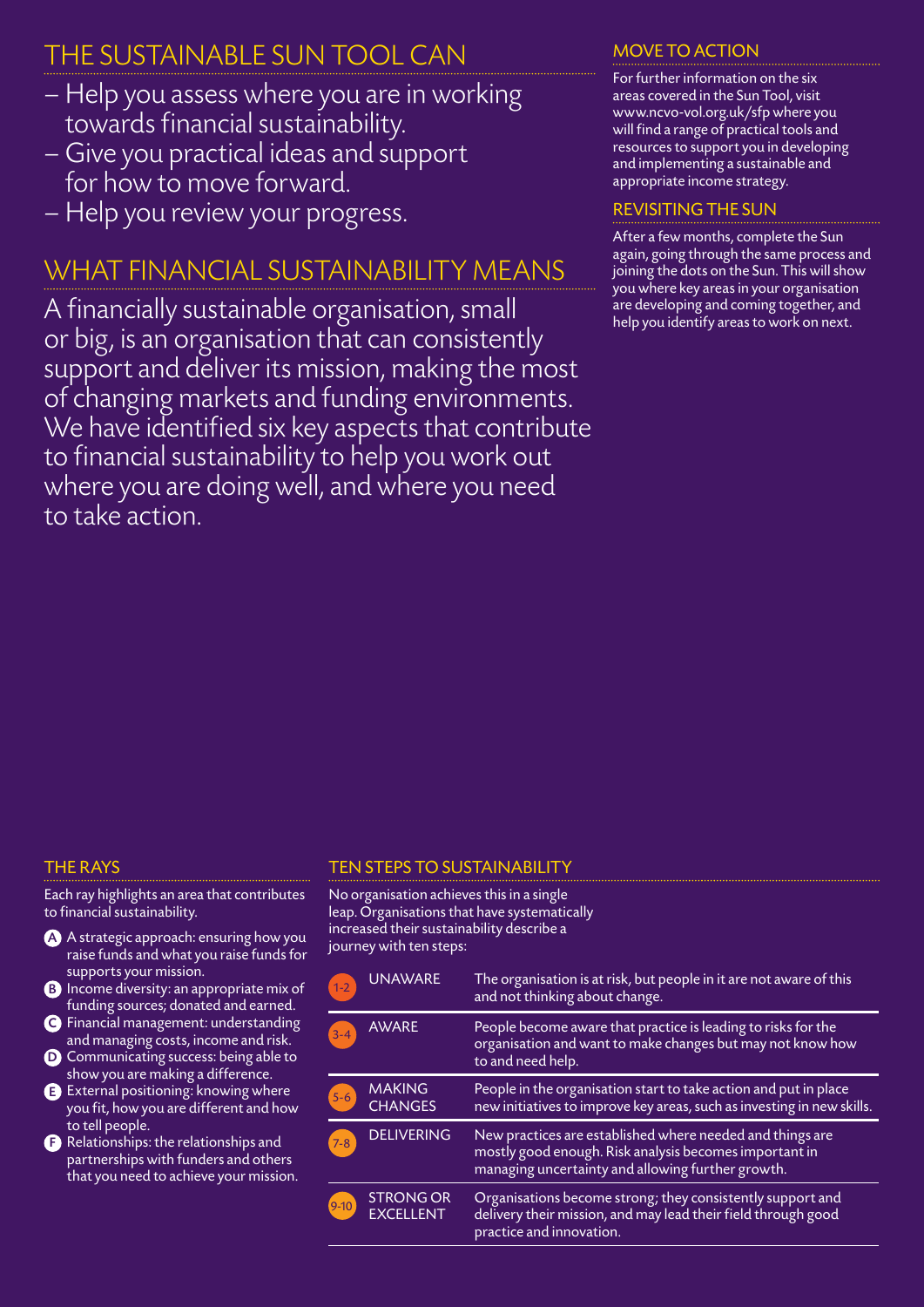## THE SUSTAINABLE SUN TOOL CAN

- Help you assess where you are in working towards financial sustainability.
- Give you practical ideas and support for how to move forward.
- Help you review your progress.

## WHAT FINANCIAL SUSTAINABILITY MEANS

A financially sustainable organisation, small or big, is an organisation that can consistently support and deliver its mission, making the most of changing markets and funding environments. We have identified six key aspects that contribute to financial sustainability to help you work out where you are doing well, and where you need to take action.

### MOVE TO ACTION

For further information on the six areas covered in the Sun Tool, visit www.ncvo-vol.org.uk/sfp where you will find a range of practical tools and resources to support you in developing and implementing a sustainable and appropriate income strategy.

### REVISITING THE SUN

After a few months, complete the Sun again, going through the same process and joining the dots on the Sun. This will show you where key areas in your organisation are developing and coming together, and help you identify areas to work on next.

### THE RAYS

Each ray highlights an area that contributes to financial sustainability.

- **A** A strategic approach: ensuring how you raise funds and what you raise funds for supports your mission.
- **B** Income diversity: an appropriate mix of funding sources; donated and earned.
- **C** Financial management: understanding and managing costs, income and risk.
- **D** Communicating success: being able to show you are making a difference.
- **E** External positioning: knowing where you fit, how you are different and how to tell people.
- **F** Relationships: the relationships and partnerships with funders and others that you need to achieve your mission.

### TEN STEPS TO SUSTAINABILITY

No organisation achieves this in a single leap. Organisations that have systematically increased their sustainability describe a journey with ten steps:

| | | |
|---|---|---|
| 1-2 | UNAWARE | The organisation is at risk, but people in it are not aware of this and not thinking about change. |
| 3-4 | AWARE | People become aware that practice is leading to risks for the organisation and want to make changes but may not know how to and need help. |
| 5-6 | MAKING CHANGES | People in the organisation start to take action and put in place new initiatives to improve key areas, such as investing in new skills. |
| 7-8 | DELIVERING | New practices are established where needed and things are mostly good enough. Risk analysis becomes important in managing uncertainty and allowing further growth. |
| 9-10 | STRONG OR EXCELLENT | Organisations become strong; they consistently support and delivery their mission, and may lead their field through good practice and innovation. |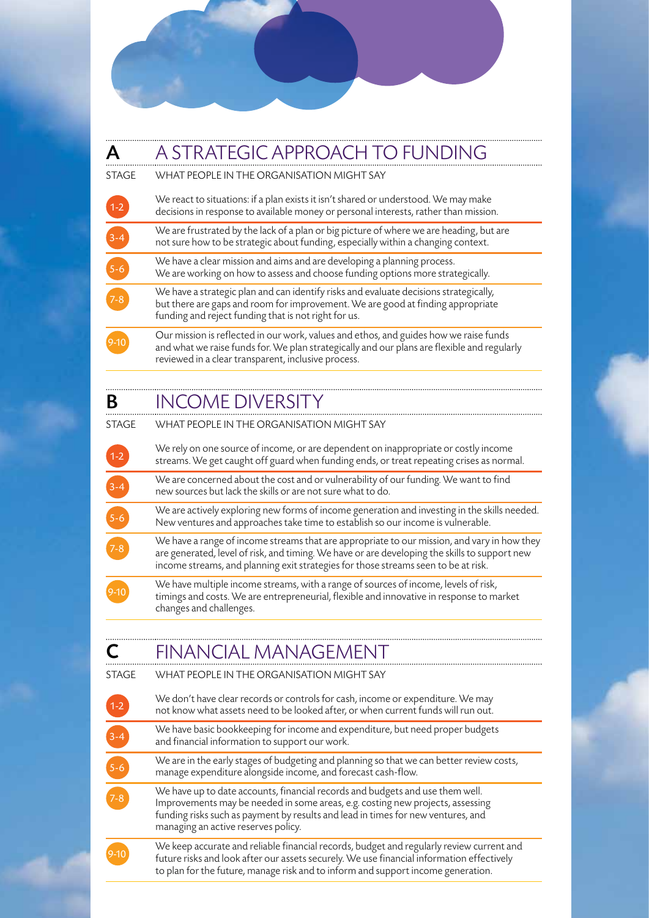## A A STRATEGIC APPROACH TO FUNDING

| STAGE | WHAT PEOPLE IN THE ORGANISATION MIGHT SAY |
|---|---|
| 1-2 | We react to situations: if a plan exists it isn't shared or understood. We may make decisions in response to available money or personal interests, rather than mission. |
| 3-4 | We are frustrated by the lack of a plan or big picture of where we are heading, but are not sure how to be strategic about funding, especially within a changing context. |
| 5-6 | We have a clear mission and aims and are developing a planning process. We are working on how to assess and choose funding options more strategically. |
| 7-8 | We have a strategic plan and can identify risks and evaluate decisions strategically, but there are gaps and room for improvement. We are good at finding appropriate funding and reject funding that is not right for us. |
| 9-10 | Our mission is reflected in our work, values and ethos, and guides how we raise funds and what we raise funds for. We plan strategically and our plans are flexible and regularly reviewed in a clear transparent, inclusive process. |

## B INCOME DIVERSITY

| STAGE | WHAT PEOPLE IN THE ORGANISATION MIGHT SAY |
|---|---|
| 1-2 | We rely on one source of income, or are dependent on inappropriate or costly income streams. We get caught off guard when funding ends, or treat repeating crises as normal. |
| 3-4 | We are concerned about the cost and or vulnerability of our funding. We want to find new sources but lack the skills or are not sure what to do. |
| 5-6 | We are actively exploring new forms of income generation and investing in the skills needed. New ventures and approaches take time to establish so our income is vulnerable. |
| 7-8 | We have a range of income streams that are appropriate to our mission, and vary in how they are generated, level of risk, and timing. We have or are developing the skills to support new income streams, and planning exit strategies for those streams seen to be at risk. |
| 9-10 | We have multiple income streams, with a range of sources of income, levels of risk, timings and costs. We are entrepreneurial, flexible and innovative in response to market changes and challenges. |

## C FINANCIAL MANAGEMENT

| STAGE | WHAT PEOPLE IN THE ORGANISATION MIGHT SAY |
|---|---|
| 1-2 | We don't have clear records or controls for cash, income or expenditure. We may not know what assets need to be looked after, or when current funds will run out. |
| 3-4 | We have basic bookkeeping for income and expenditure, but need proper budgets and financial information to support our work. |
| 5-6 | We are in the early stages of budgeting and planning so that we can better review costs, manage expenditure alongside income, and forecast cash-flow. |
| 7-8 | We have up to date accounts, financial records and budgets and use them well. Improvements may be needed in some areas, e.g. costing new projects, assessing funding risks such as payment by results and lead in times for new ventures, and managing an active reserves policy. |
| 9-10 | We keep accurate and reliable financial records, budget and regularly review current and future risks and look after our assets securely. We use financial information effectively to plan for the future, manage risk and to inform and support income generation. |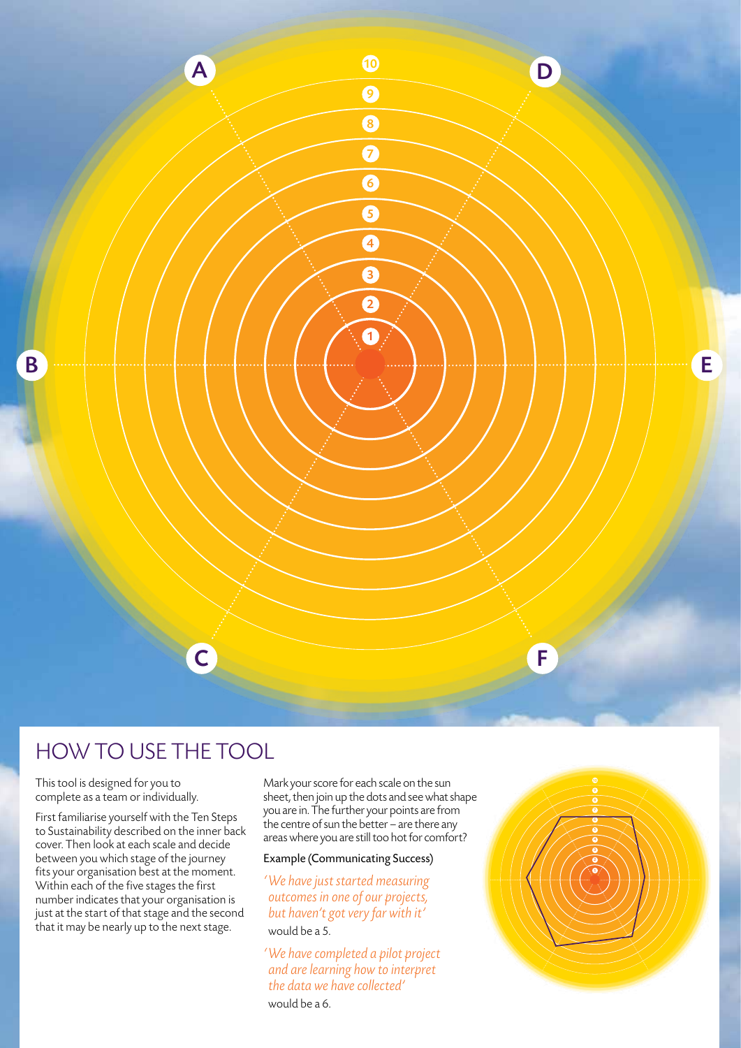A

D

10

9

8

7

6

5

4

3

2

1

B

E

C

F

## HOW TO USE THE TOOL

This tool is designed for you to complete as a team or individually.

First familiarise yourself with the Ten Steps to Sustainability described on the inner back cover. Then look at each scale and decide between you which stage of the journey fits your organisation best at the moment. Within each of the five stages the first number indicates that your organisation is just at the start of that stage and the second that it may be nearly up to the next stage.

Mark your score for each scale on the sun sheet, then join up the dots and see what shape you are in. The further your points are from the centre of sun the better – are there any areas where you are still too hot for comfort?

Example (Communicating Success)

*'We have just started measuring outcomes in one of our projects, but haven't got very far with it'*
would be a 5.

*'We have completed a pilot project and are learning how to interpret the data we have collected'*
would be a 6.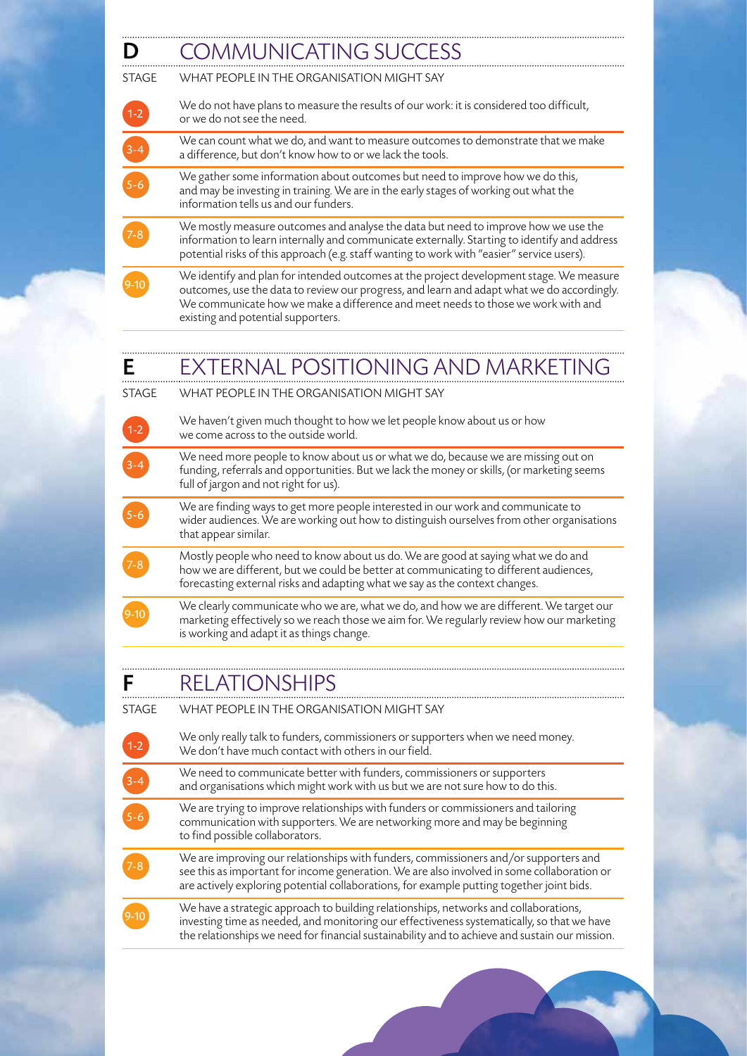## D COMMUNICATING SUCCESS

| STAGE | WHAT PEOPLE IN THE ORGANISATION MIGHT SAY |
|---|---|
| 1-2 | We do not have plans to measure the results of our work: it is considered too difficult, or we do not see the need. |
| 3-4 | We can count what we do, and want to measure outcomes to demonstrate that we make a difference, but don't know how to or we lack the tools. |
| 5-6 | We gather some information about outcomes but need to improve how we do this, and may be investing in training. We are in the early stages of working out what the information tells us and our funders. |
| 7-8 | We mostly measure outcomes and analyse the data but need to improve how we use the information to learn internally and communicate externally. Starting to identify and address potential risks of this approach (e.g. staff wanting to work with "easier" service users). |
| 9-10 | We identify and plan for intended outcomes at the project development stage. We measure outcomes, use the data to review our progress, and learn and adapt what we do accordingly. We communicate how we make a difference and meet needs to those we work with and existing and potential supporters. |

## E EXTERNAL POSITIONING AND MARKETING

| STAGE | WHAT PEOPLE IN THE ORGANISATION MIGHT SAY |
|---|---|
| 1-2 | We haven't given much thought to how we let people know about us or how we come across to the outside world. |
| 3-4 | We need more people to know about us or what we do, because we are missing out on funding, referrals and opportunities. But we lack the money or skills, (or marketing seems full of jargon and not right for us). |
| 5-6 | We are finding ways to get more people interested in our work and communicate to wider audiences. We are working out how to distinguish ourselves from other organisations that appear similar. |
| 7-8 | Mostly people who need to know about us do. We are good at saying what we do and how we are different, but we could be better at communicating to different audiences, forecasting external risks and adapting what we say as the context changes. |
| 9-10 | We clearly communicate who we are, what we do, and how we are different. We target our marketing effectively so we reach those we aim for. We regularly review how our marketing is working and adapt it as things change. |

## F RELATIONSHIPS

| STAGE | WHAT PEOPLE IN THE ORGANISATION MIGHT SAY |
|---|---|
| 1-2 | We only really talk to funders, commissioners or supporters when we need money. We don't have much contact with others in our field. |
| 3-4 | We need to communicate better with funders, commissioners or supporters and organisations which might work with us but we are not sure how to do this. |
| 5-6 | We are trying to improve relationships with funders or commissioners and tailoring communication with supporters. We are networking more and may be beginning to find possible collaborators. |
| 7-8 | We are improving our relationships with funders, commissioners and/or supporters and see this as important for income generation. We are also involved in some collaboration or are actively exploring potential collaborations, for example putting together joint bids. |
| 9-10 | We have a strategic approach to building relationships, networks and collaborations, investing time as needed, and monitoring our effectiveness systematically, so that we have the relationships we need for financial sustainability and to achieve and sustain our mission. |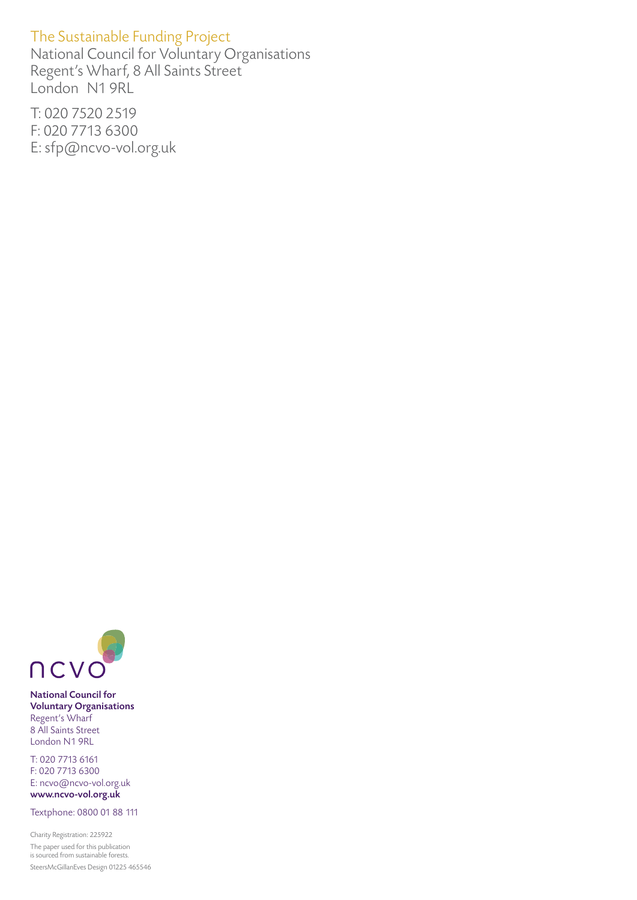The Sustainable Funding Project
National Council for Voluntary Organisations
Regent's Wharf, 8 All Saints Street
London N1 9RL

T: 020 7520 2519
F: 020 7713 6300
E: sfp@ncvo-vol.org.uk

ncvo

**National Council for Voluntary Organisations**
Regent's Wharf
8 All Saints Street
London N1 9RL

T: 020 7713 6161
F: 020 7713 6300
E: ncvo@ncvo-vol.org.uk
**www.ncvo-vol.org.uk**

Textphone: 0800 01 88 111

Charity Registration: 225922

The paper used for this publication is sourced from sustainable forests.

SteersMcGillanEves Design 01225 465546